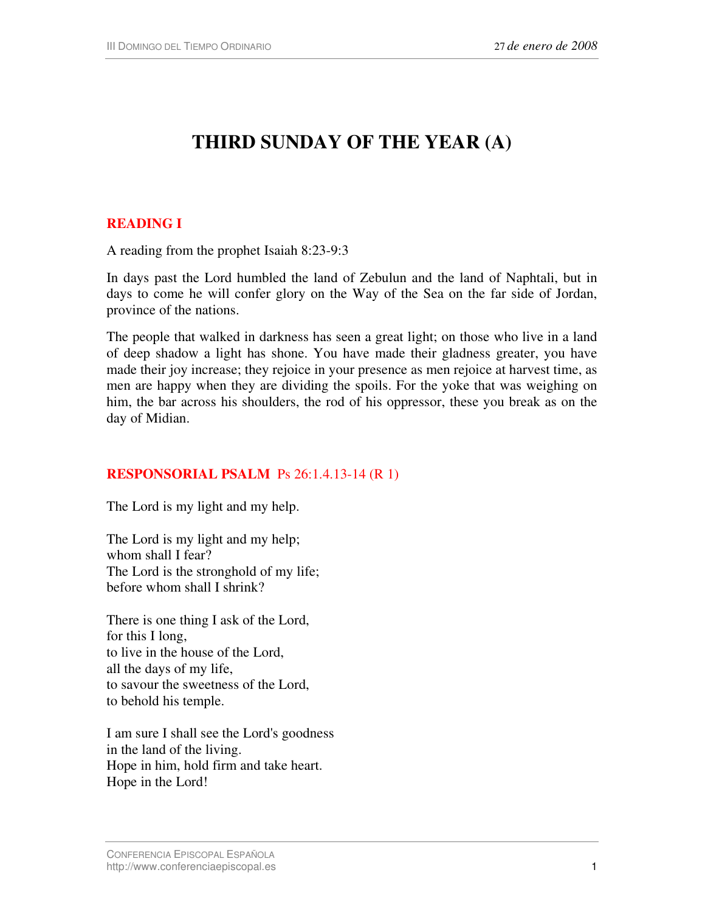# THIRD SUNDAY OF THE YEAR (A)

## READING I

A reading from the prophet Isaiah 8:23-9:3

In days past the Lord humbled the land of Zebulun and the land of Naphtali, but in days to come he will confer glory on the Way of the Sea on the far side of Jordan, province of the nations.

The people that walked in darkness has seen a great light; on those who live in a land of deep shadow a light has shone. You have made their gladness greater, you have made their joy increase; they rejoice in your presence as men rejoice at harvest time, as men are happy when they are dividing the spoils. For the yoke that was weighing on him, the bar across his shoulders, the rod of his oppressor, these you break as on the day of Midian.

## RESPONSORIAL PSALM Ps 26:1.4.13-14 (R 1)

The Lord is my light and my help.

The Lord is my light and my help;
whom shall I fear?
The Lord is the stronghold of my life;
before whom shall I shrink?

There is one thing I ask of the Lord,
for this I long,
to live in the house of the Lord,
all the days of my life,
to savour the sweetness of the Lord,
to behold his temple.

I am sure I shall see the Lord's goodness
in the land of the living.
Hope in him, hold firm and take heart.
Hope in the Lord!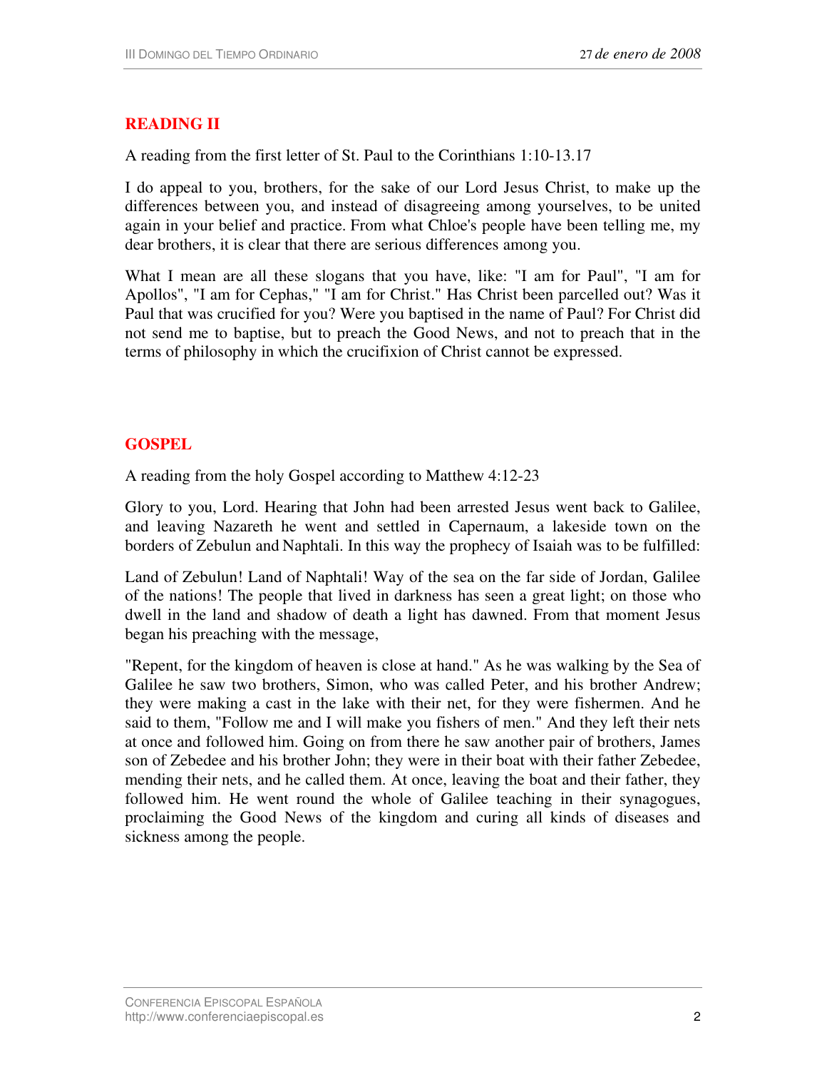## READING II

A reading from the first letter of St. Paul to the Corinthians 1:10-13.17

I do appeal to you, brothers, for the sake of our Lord Jesus Christ, to make up the differences between you, and instead of disagreeing among yourselves, to be united again in your belief and practice. From what Chloe's people have been telling me, my dear brothers, it is clear that there are serious differences among you.

What I mean are all these slogans that you have, like: "I am for Paul", "I am for Apollos", "I am for Cephas," "I am for Christ." Has Christ been parcelled out? Was it Paul that was crucified for you? Were you baptised in the name of Paul? For Christ did not send me to baptise, but to preach the Good News, and not to preach that in the terms of philosophy in which the crucifixion of Christ cannot be expressed.

## GOSPEL

A reading from the holy Gospel according to Matthew 4:12-23

Glory to you, Lord. Hearing that John had been arrested Jesus went back to Galilee, and leaving Nazareth he went and settled in Capernaum, a lakeside town on the borders of Zebulun and Naphtali. In this way the prophecy of Isaiah was to be fulfilled:

Land of Zebulun! Land of Naphtali! Way of the sea on the far side of Jordan, Galilee of the nations! The people that lived in darkness has seen a great light; on those who dwell in the land and shadow of death a light has dawned. From that moment Jesus began his preaching with the message,

"Repent, for the kingdom of heaven is close at hand." As he was walking by the Sea of Galilee he saw two brothers, Simon, who was called Peter, and his brother Andrew; they were making a cast in the lake with their net, for they were fishermen. And he said to them, "Follow me and I will make you fishers of men." And they left their nets at once and followed him. Going on from there he saw another pair of brothers, James son of Zebedee and his brother John; they were in their boat with their father Zebedee, mending their nets, and he called them. At once, leaving the boat and their father, they followed him. He went round the whole of Galilee teaching in their synagogues, proclaiming the Good News of the kingdom and curing all kinds of diseases and sickness among the people.